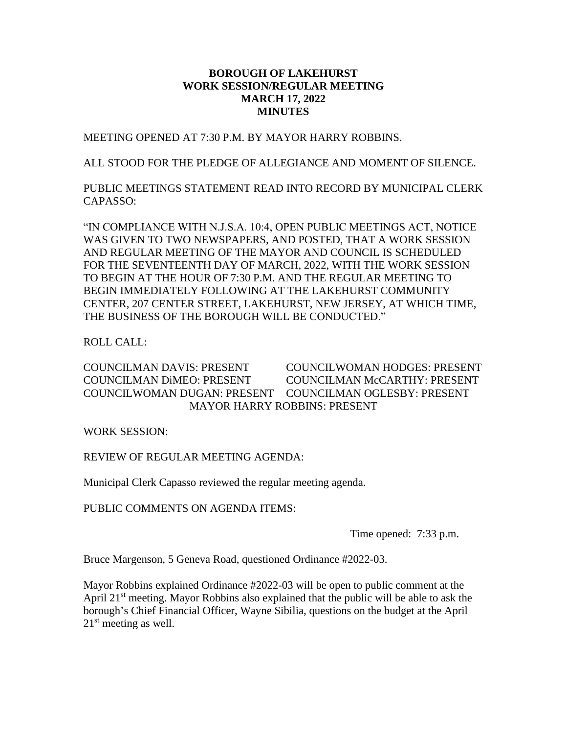# BOROUGH OF LAKEHURST
## WORK SESSION/REGULAR MEETING
## MARCH 17, 2022
## MINUTES

MEETING OPENED AT 7:30 P.M. BY MAYOR HARRY ROBBINS.

ALL STOOD FOR THE PLEDGE OF ALLEGIANCE AND MOMENT OF SILENCE.

PUBLIC MEETINGS STATEMENT READ INTO RECORD BY MUNICIPAL CLERK CAPASSO:

"IN COMPLIANCE WITH N.J.S.A. 10:4, OPEN PUBLIC MEETINGS ACT, NOTICE WAS GIVEN TO TWO NEWSPAPERS, AND POSTED, THAT A WORK SESSION AND REGULAR MEETING OF THE MAYOR AND COUNCIL IS SCHEDULED FOR THE SEVENTEENTH DAY OF MARCH, 2022, WITH THE WORK SESSION TO BEGIN AT THE HOUR OF 7:30 P.M. AND THE REGULAR MEETING TO BEGIN IMMEDIATELY FOLLOWING AT THE LAKEHURST COMMUNITY CENTER, 207 CENTER STREET, LAKEHURST, NEW JERSEY, AT WHICH TIME, THE BUSINESS OF THE BOROUGH WILL BE CONDUCTED."

ROLL CALL:

COUNCILMAN DAVIS: PRESENT
COUNCILWOMAN HODGES: PRESENT
COUNCILMAN DiMEO: PRESENT
COUNCILMAN McCARTHY: PRESENT
COUNCILWOMAN DUGAN: PRESENT
COUNCILMAN OGLESBY: PRESENT
MAYOR HARRY ROBBINS: PRESENT

WORK SESSION:

REVIEW OF REGULAR MEETING AGENDA:

Municipal Clerk Capasso reviewed the regular meeting agenda.

PUBLIC COMMENTS ON AGENDA ITEMS:

Time opened: 7:33 p.m.

Bruce Margenson, 5 Geneva Road, questioned Ordinance #2022-03.

Mayor Robbins explained Ordinance #2022-03 will be open to public comment at the April 21st meeting. Mayor Robbins also explained that the public will be able to ask the borough's Chief Financial Officer, Wayne Sibilia, questions on the budget at the April 21st meeting as well.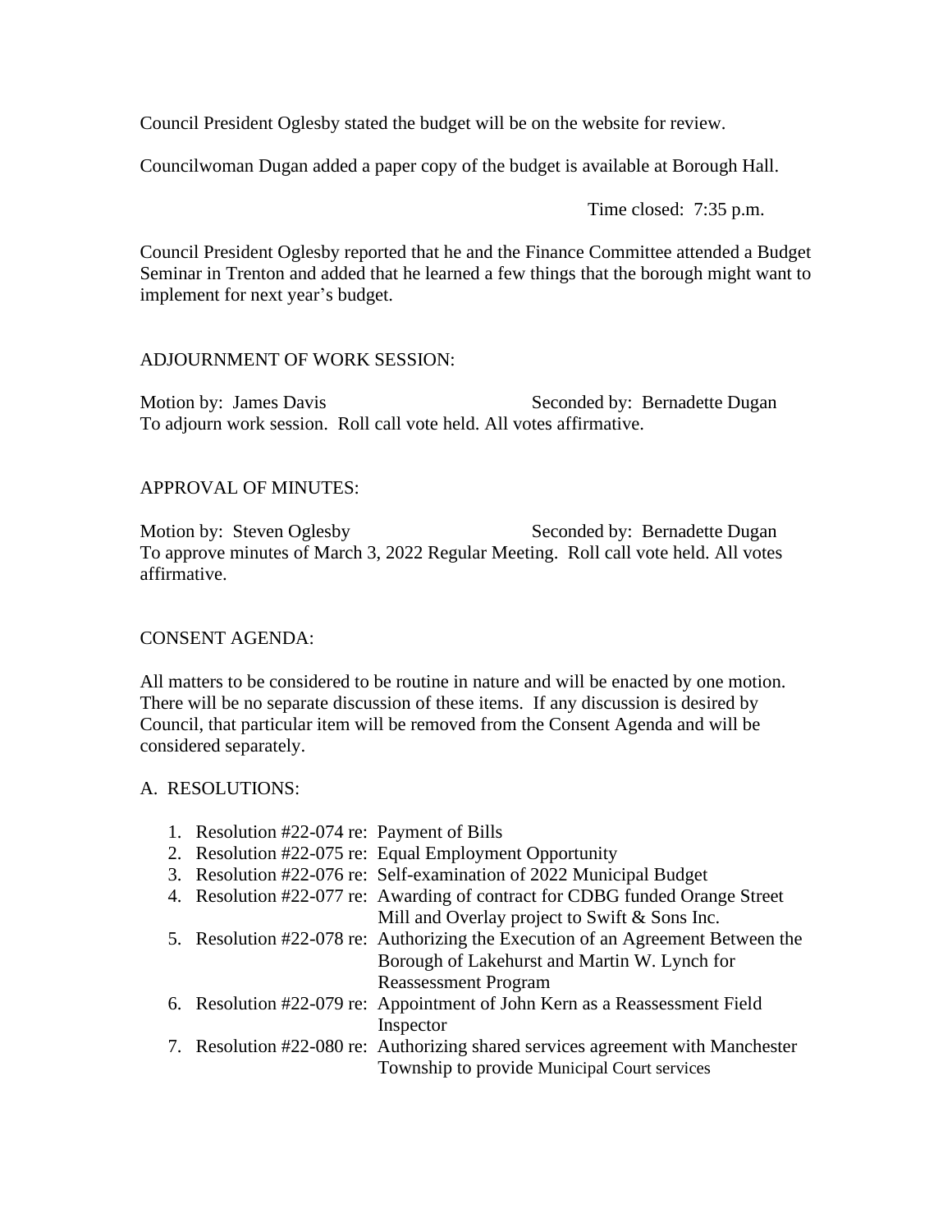Council President Oglesby stated the budget will be on the website for review.

Councilwoman Dugan added a paper copy of the budget is available at Borough Hall.

Time closed: 7:35 p.m.

Council President Oglesby reported that he and the Finance Committee attended a Budget Seminar in Trenton and added that he learned a few things that the borough might want to implement for next year's budget.

ADJOURNMENT OF WORK SESSION:

Motion by: James Davis Seconded by: Bernadette Dugan
To adjourn work session. Roll call vote held. All votes affirmative.

APPROVAL OF MINUTES:

Motion by: Steven Oglesby Seconded by: Bernadette Dugan
To approve minutes of March 3, 2022 Regular Meeting. Roll call vote held. All votes affirmative.

CONSENT AGENDA:

All matters to be considered to be routine in nature and will be enacted by one motion. There will be no separate discussion of these items. If any discussion is desired by Council, that particular item will be removed from the Consent Agenda and will be considered separately.

A. RESOLUTIONS:

1. Resolution #22-074 re: Payment of Bills
2. Resolution #22-075 re: Equal Employment Opportunity
3. Resolution #22-076 re: Self-examination of 2022 Municipal Budget
4. Resolution #22-077 re: Awarding of contract for CDBG funded Orange Street Mill and Overlay project to Swift & Sons Inc.
5. Resolution #22-078 re: Authorizing the Execution of an Agreement Between the Borough of Lakehurst and Martin W. Lynch for Reassessment Program
6. Resolution #22-079 re: Appointment of John Kern as a Reassessment Field Inspector
7. Resolution #22-080 re: Authorizing shared services agreement with Manchester Township to provide Municipal Court services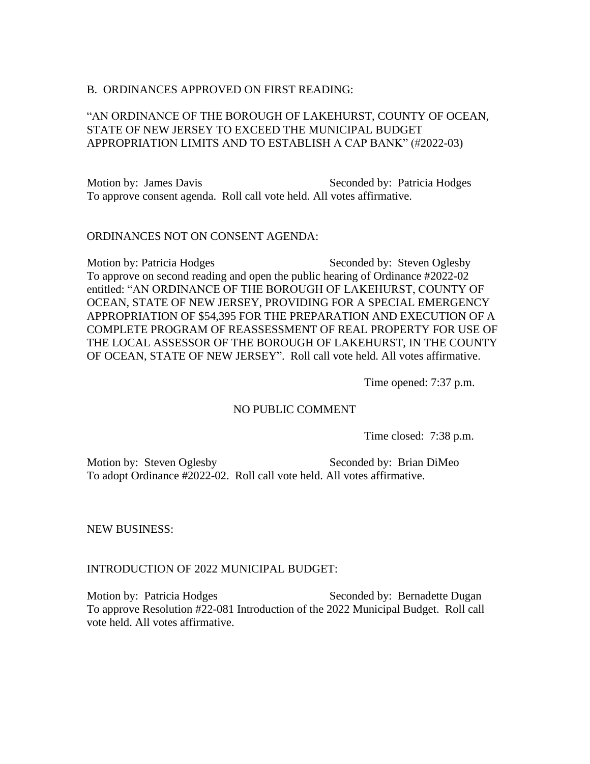B. ORDINANCES APPROVED ON FIRST READING:

"AN ORDINANCE OF THE BOROUGH OF LAKEHURST, COUNTY OF OCEAN, STATE OF NEW JERSEY TO EXCEED THE MUNICIPAL BUDGET APPROPRIATION LIMITS AND TO ESTABLISH A CAP BANK" (#2022-03)

Motion by: James Davis Seconded by: Patricia Hodges
To approve consent agenda. Roll call vote held. All votes affirmative.

ORDINANCES NOT ON CONSENT AGENDA:

Motion by: Patricia Hodges Seconded by: Steven Oglesby
To approve on second reading and open the public hearing of Ordinance #2022-02 entitled: "AN ORDINANCE OF THE BOROUGH OF LAKEHURST, COUNTY OF OCEAN, STATE OF NEW JERSEY, PROVIDING FOR A SPECIAL EMERGENCY APPROPRIATION OF $54,395 FOR THE PREPARATION AND EXECUTION OF A COMPLETE PROGRAM OF REASSESSMENT OF REAL PROPERTY FOR USE OF THE LOCAL ASSESSOR OF THE BOROUGH OF LAKEHURST, IN THE COUNTY OF OCEAN, STATE OF NEW JERSEY". Roll call vote held. All votes affirmative.

Time opened: 7:37 p.m.

NO PUBLIC COMMENT

Time closed: 7:38 p.m.

Motion by: Steven Oglesby Seconded by: Brian DiMeo
To adopt Ordinance #2022-02. Roll call vote held. All votes affirmative.

NEW BUSINESS:

INTRODUCTION OF 2022 MUNICIPAL BUDGET:

Motion by: Patricia Hodges Seconded by: Bernadette Dugan
To approve Resolution #22-081 Introduction of the 2022 Municipal Budget. Roll call vote held. All votes affirmative.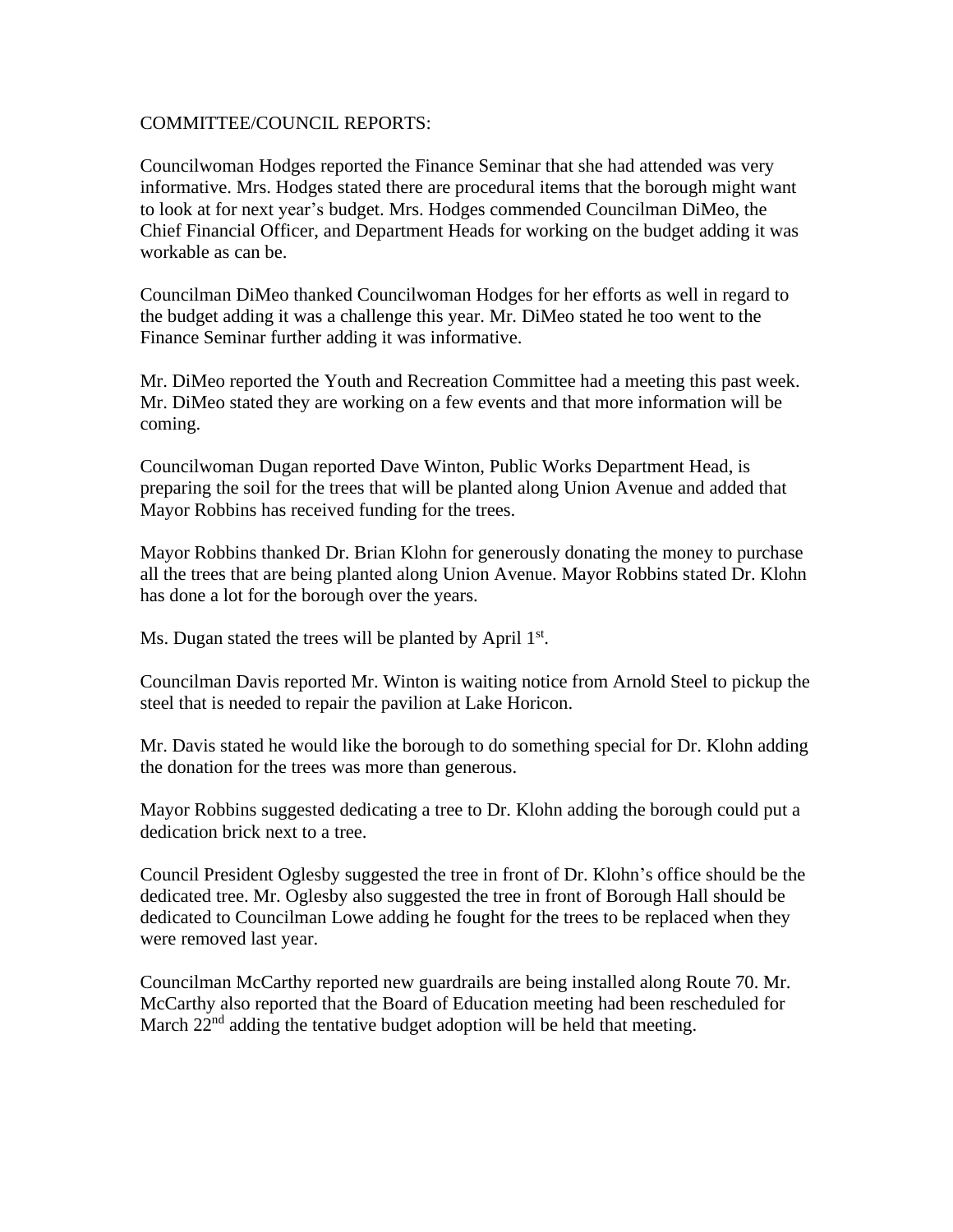COMMITTEE/COUNCIL REPORTS:

Councilwoman Hodges reported the Finance Seminar that she had attended was very informative. Mrs. Hodges stated there are procedural items that the borough might want to look at for next year's budget. Mrs. Hodges commended Councilman DiMeo, the Chief Financial Officer, and Department Heads for working on the budget adding it was workable as can be.

Councilman DiMeo thanked Councilwoman Hodges for her efforts as well in regard to the budget adding it was a challenge this year. Mr. DiMeo stated he too went to the Finance Seminar further adding it was informative.

Mr. DiMeo reported the Youth and Recreation Committee had a meeting this past week. Mr. DiMeo stated they are working on a few events and that more information will be coming.

Councilwoman Dugan reported Dave Winton, Public Works Department Head, is preparing the soil for the trees that will be planted along Union Avenue and added that Mayor Robbins has received funding for the trees.

Mayor Robbins thanked Dr. Brian Klohn for generously donating the money to purchase all the trees that are being planted along Union Avenue. Mayor Robbins stated Dr. Klohn has done a lot for the borough over the years.

Ms. Dugan stated the trees will be planted by April 1st.

Councilman Davis reported Mr. Winton is waiting notice from Arnold Steel to pickup the steel that is needed to repair the pavilion at Lake Horicon.

Mr. Davis stated he would like the borough to do something special for Dr. Klohn adding the donation for the trees was more than generous.

Mayor Robbins suggested dedicating a tree to Dr. Klohn adding the borough could put a dedication brick next to a tree.

Council President Oglesby suggested the tree in front of Dr. Klohn's office should be the dedicated tree. Mr. Oglesby also suggested the tree in front of Borough Hall should be dedicated to Councilman Lowe adding he fought for the trees to be replaced when they were removed last year.

Councilman McCarthy reported new guardrails are being installed along Route 70. Mr. McCarthy also reported that the Board of Education meeting had been rescheduled for March 22nd adding the tentative budget adoption will be held that meeting.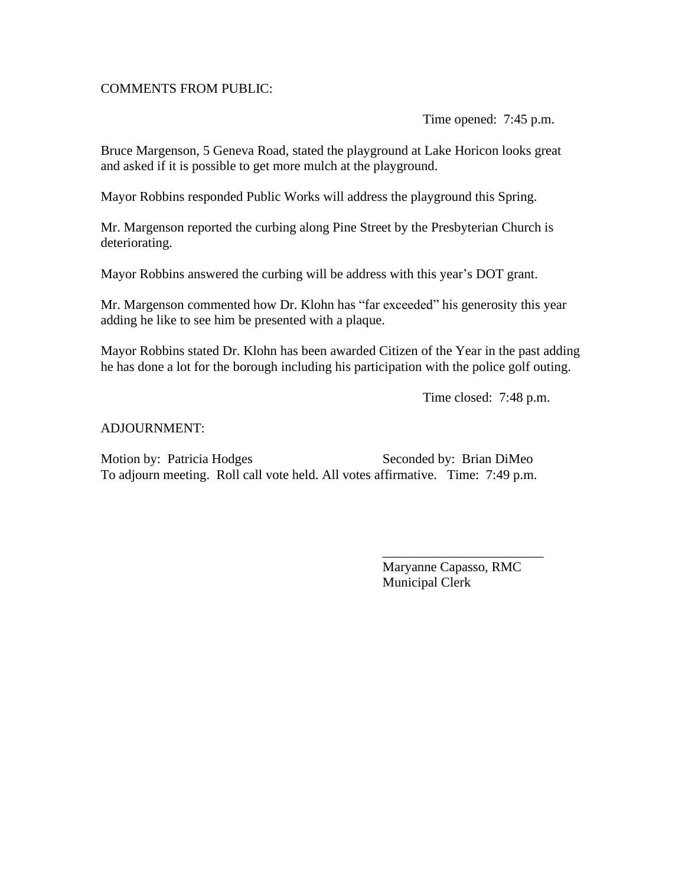COMMENTS FROM PUBLIC:

Time opened: 7:45 p.m.

Bruce Margenson, 5 Geneva Road, stated the playground at Lake Horicon looks great and asked if it is possible to get more mulch at the playground.

Mayor Robbins responded Public Works will address the playground this Spring.

Mr. Margenson reported the curbing along Pine Street by the Presbyterian Church is deteriorating.

Mayor Robbins answered the curbing will be address with this year's DOT grant.

Mr. Margenson commented how Dr. Klohn has "far exceeded" his generosity this year adding he like to see him be presented with a plaque.

Mayor Robbins stated Dr. Klohn has been awarded Citizen of the Year in the past adding he has done a lot for the borough including his participation with the police golf outing.

Time closed: 7:48 p.m.

ADJOURNMENT:

Motion by: Patricia Hodges Seconded by: Brian DiMeo
To adjourn meeting. Roll call vote held. All votes affirmative. Time: 7:49 p.m.

________________________
Maryanne Capasso, RMC
Municipal Clerk